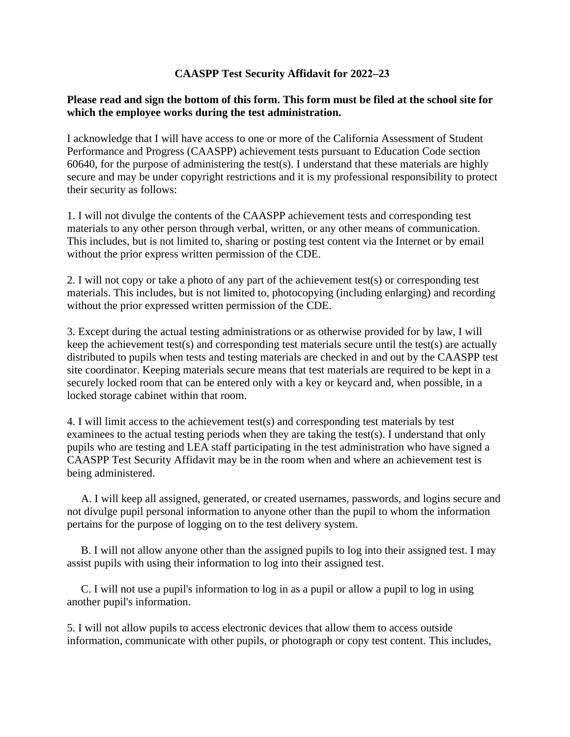# CAASPP Test Security Affidavit for 2022–23

**Please read and sign the bottom of this form. This form must be filed at the school site for which the employee works during the test administration.**

I acknowledge that I will have access to one or more of the California Assessment of Student Performance and Progress (CAASPP) achievement tests pursuant to Education Code section 60640, for the purpose of administering the test(s). I understand that these materials are highly secure and may be under copyright restrictions and it is my professional responsibility to protect their security as follows:

1. I will not divulge the contents of the CAASPP achievement tests and corresponding test materials to any other person through verbal, written, or any other means of communication. This includes, but is not limited to, sharing or posting test content via the Internet or by email without the prior express written permission of the CDE.

2. I will not copy or take a photo of any part of the achievement test(s) or corresponding test materials. This includes, but is not limited to, photocopying (including enlarging) and recording without the prior expressed written permission of the CDE.

3. Except during the actual testing administrations or as otherwise provided for by law, I will keep the achievement test(s) and corresponding test materials secure until the test(s) are actually distributed to pupils when tests and testing materials are checked in and out by the CAASPP test site coordinator. Keeping materials secure means that test materials are required to be kept in a securely locked room that can be entered only with a key or keycard and, when possible, in a locked storage cabinet within that room.

4. I will limit access to the achievement test(s) and corresponding test materials by test examinees to the actual testing periods when they are taking the test(s). I understand that only pupils who are testing and LEA staff participating in the test administration who have signed a CAASPP Test Security Affidavit may be in the room when and where an achievement test is being administered.

   A. I will keep all assigned, generated, or created usernames, passwords, and logins secure and not divulge pupil personal information to anyone other than the pupil to whom the information pertains for the purpose of logging on to the test delivery system.

   B. I will not allow anyone other than the assigned pupils to log into their assigned test. I may assist pupils with using their information to log into their assigned test.

   C. I will not use a pupil's information to log in as a pupil or allow a pupil to log in using another pupil's information.

5. I will not allow pupils to access electronic devices that allow them to access outside information, communicate with other pupils, or photograph or copy test content. This includes,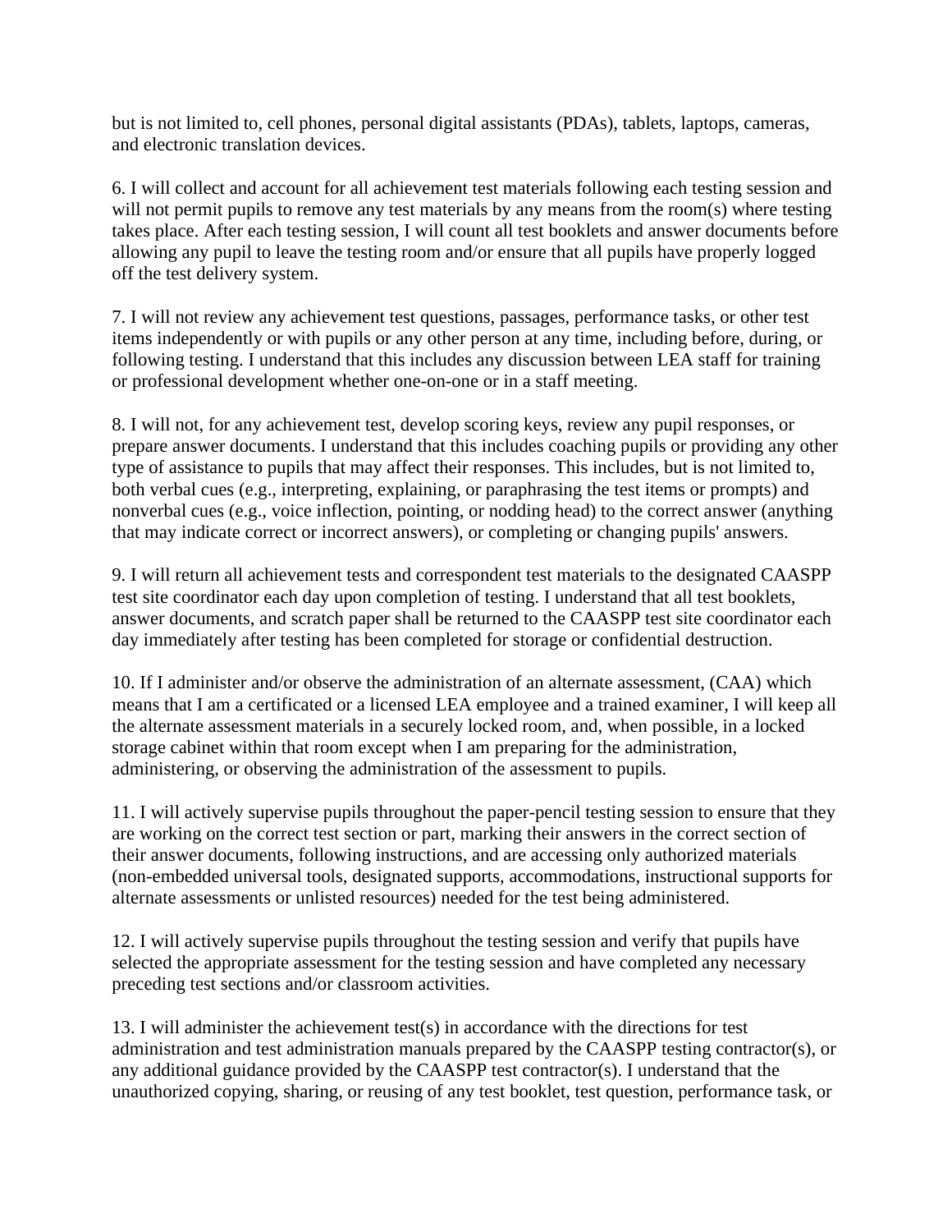but is not limited to, cell phones, personal digital assistants (PDAs), tablets, laptops, cameras, and electronic translation devices.

6. I will collect and account for all achievement test materials following each testing session and will not permit pupils to remove any test materials by any means from the room(s) where testing takes place. After each testing session, I will count all test booklets and answer documents before allowing any pupil to leave the testing room and/or ensure that all pupils have properly logged off the test delivery system.

7. I will not review any achievement test questions, passages, performance tasks, or other test items independently or with pupils or any other person at any time, including before, during, or following testing. I understand that this includes any discussion between LEA staff for training or professional development whether one-on-one or in a staff meeting.

8. I will not, for any achievement test, develop scoring keys, review any pupil responses, or prepare answer documents. I understand that this includes coaching pupils or providing any other type of assistance to pupils that may affect their responses. This includes, but is not limited to, both verbal cues (e.g., interpreting, explaining, or paraphrasing the test items or prompts) and nonverbal cues (e.g., voice inflection, pointing, or nodding head) to the correct answer (anything that may indicate correct or incorrect answers), or completing or changing pupils' answers.

9. I will return all achievement tests and correspondent test materials to the designated CAASPP test site coordinator each day upon completion of testing. I understand that all test booklets, answer documents, and scratch paper shall be returned to the CAASPP test site coordinator each day immediately after testing has been completed for storage or confidential destruction.

10. If I administer and/or observe the administration of an alternate assessment, (CAA) which means that I am a certificated or a licensed LEA employee and a trained examiner, I will keep all the alternate assessment materials in a securely locked room, and, when possible, in a locked storage cabinet within that room except when I am preparing for the administration, administering, or observing the administration of the assessment to pupils.

11. I will actively supervise pupils throughout the paper-pencil testing session to ensure that they are working on the correct test section or part, marking their answers in the correct section of their answer documents, following instructions, and are accessing only authorized materials (non-embedded universal tools, designated supports, accommodations, instructional supports for alternate assessments or unlisted resources) needed for the test being administered.

12. I will actively supervise pupils throughout the testing session and verify that pupils have selected the appropriate assessment for the testing session and have completed any necessary preceding test sections and/or classroom activities.

13. I will administer the achievement test(s) in accordance with the directions for test administration and test administration manuals prepared by the CAASPP testing contractor(s), or any additional guidance provided by the CAASPP test contractor(s). I understand that the unauthorized copying, sharing, or reusing of any test booklet, test question, performance task, or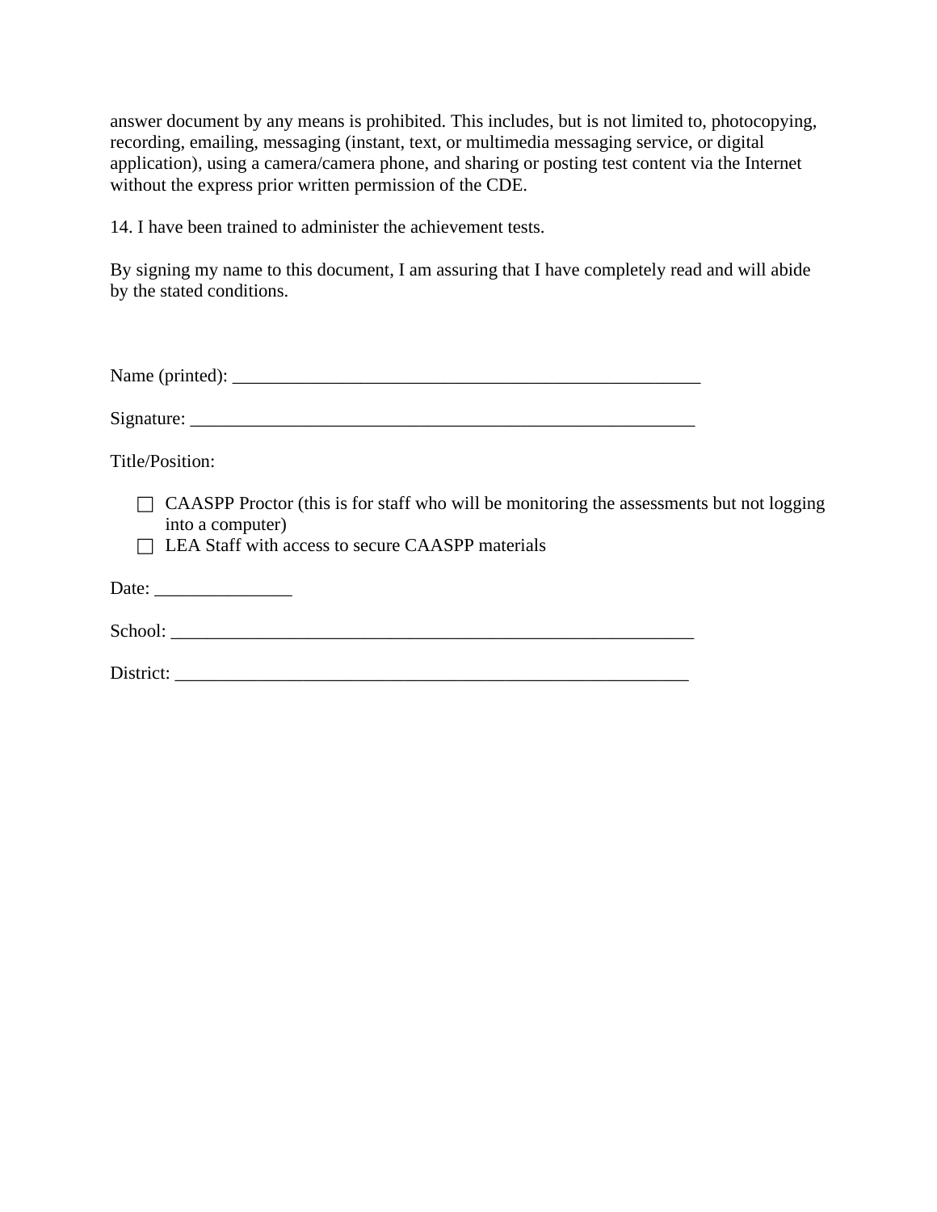answer document by any means is prohibited. This includes, but is not limited to, photocopying, recording, emailing, messaging (instant, text, or multimedia messaging service, or digital application), using a camera/camera phone, and sharing or posting test content via the Internet without the express prior written permission of the CDE.

14. I have been trained to administer the achievement tests.

By signing my name to this document, I am assuring that I have completely read and will abide by the stated conditions.

Name (printed): _____________________________________________________

Signature: ________________________________________________________

Title/Position:

- ☐ CAASPP Proctor (this is for staff who will be monitoring the assessments but not logging into a computer)
- ☐ LEA Staff with access to secure CAASPP materials

Date: _______________

School: ___________________________________________________________

District: __________________________________________________________